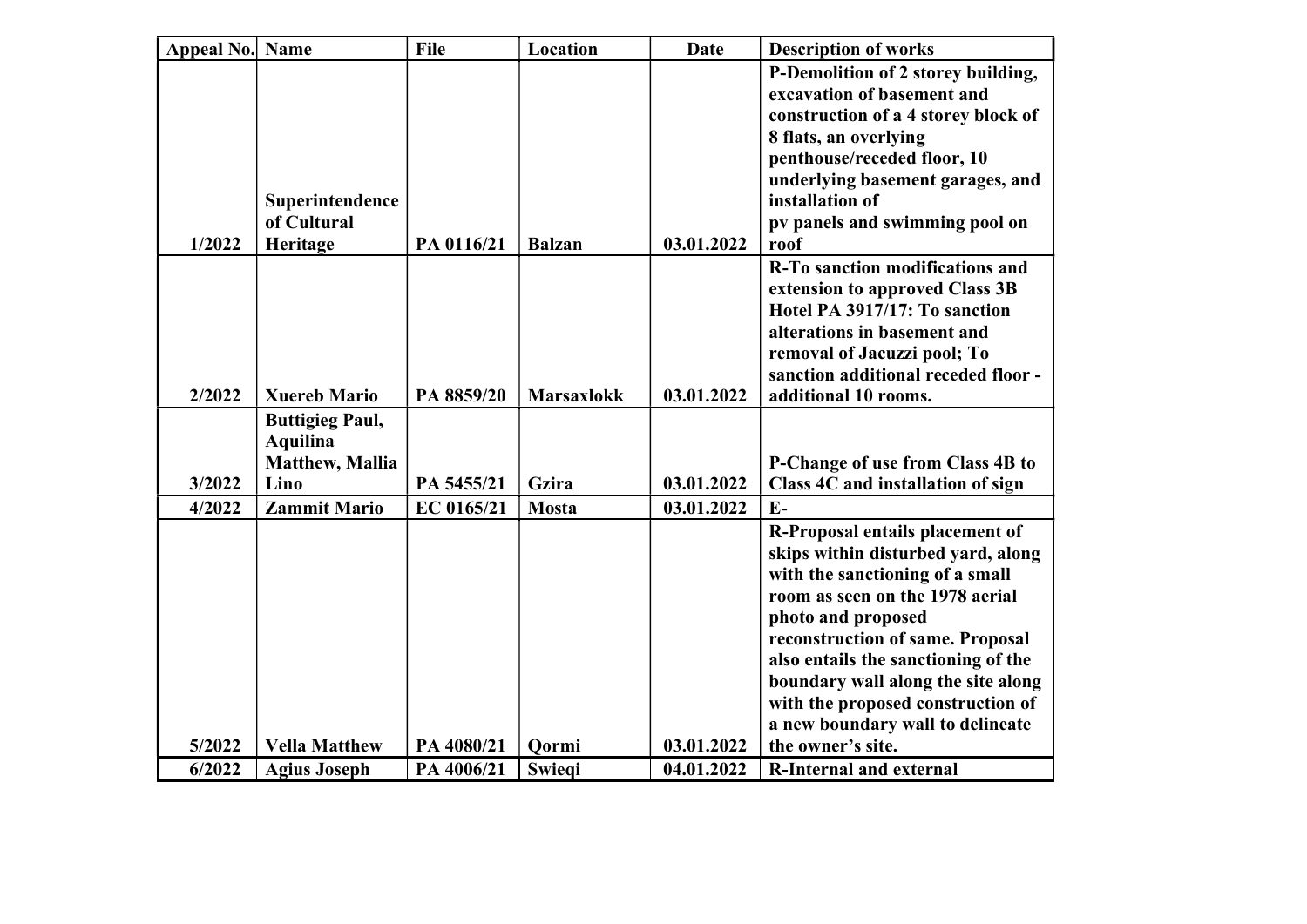| Appeal No. | Name | File | Location | Date | Description of works |
|---|---|---|---|---|---|
| 1/2022 | Superintendence of Cultural Heritage | PA 0116/21 | Balzan | 03.01.2022 | P-Demolition of 2 storey building, excavation of basement and construction of a 4 storey block of 8 flats, an overlying penthouse/receded floor, 10 underlying basement garages, and installation of pv panels and swimming pool on roof |
| 2/2022 | Xuereb Mario | PA 8859/20 | Marsaxlokk | 03.01.2022 | R-To sanction modifications and extension to approved Class 3B Hotel PA 3917/17: To sanction alterations in basement and removal of Jacuzzi pool; To sanction additional receded floor - additional 10 rooms. |
| 3/2022 | Buttigieg Paul, Aquilina Matthew, Mallia Lino | PA 5455/21 | Gzira | 03.01.2022 | P-Change of use from Class 4B to Class 4C and installation of sign |
| 4/2022 | Zammit Mario | EC 0165/21 | Mosta | 03.01.2022 | E- |
| 5/2022 | Vella Matthew | PA 4080/21 | Qormi | 03.01.2022 | R-Proposal entails placement of skips within disturbed yard, along with the sanctioning of a small room as seen on the 1978 aerial photo and proposed reconstruction of same. Proposal also entails the sanctioning of the boundary wall along the site along with the proposed construction of a new boundary wall to delineate the owner's site. |
| 6/2022 | Agius Joseph | PA 4006/21 | Swieqi | 04.01.2022 | R-Internal and external |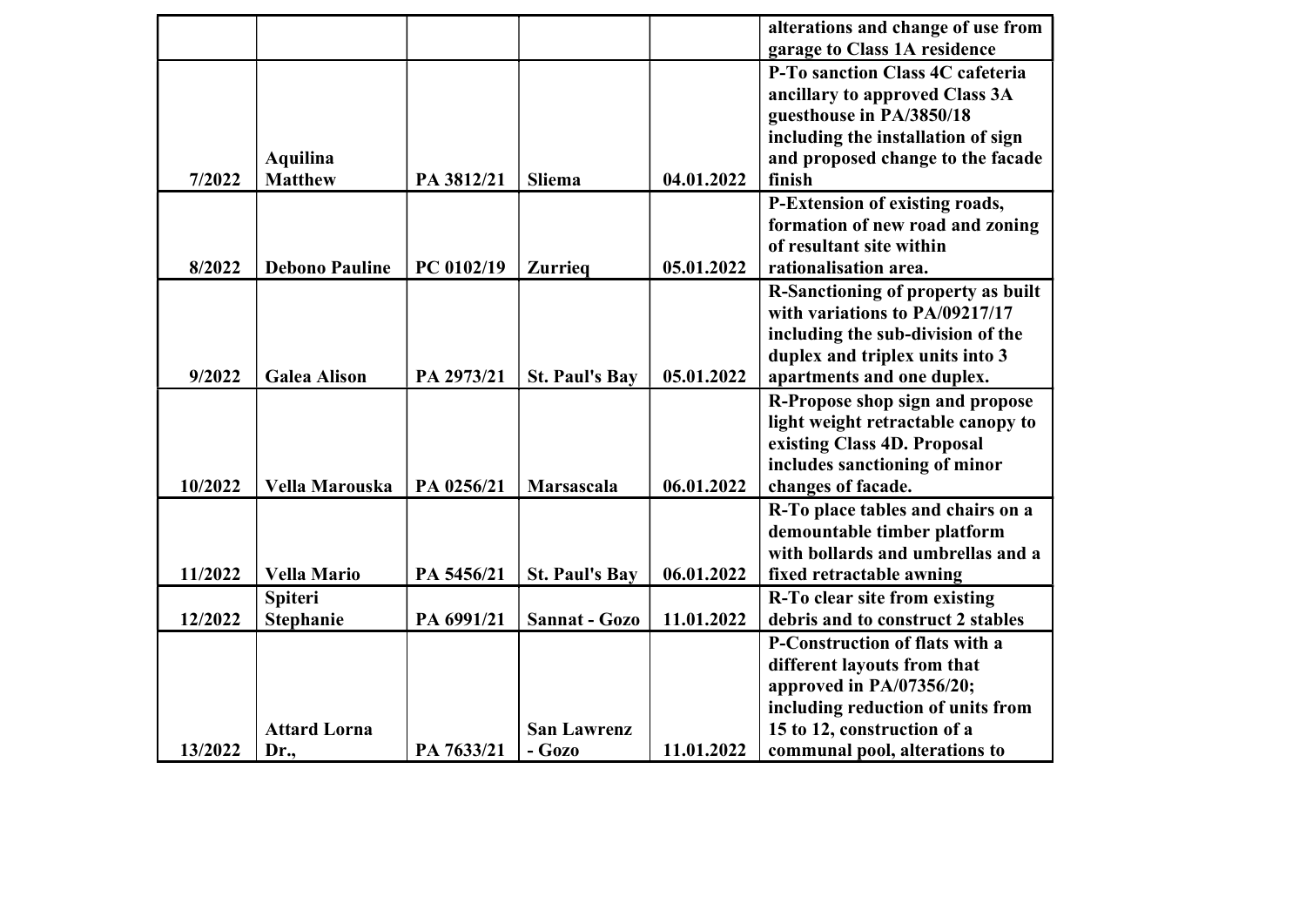| | | | | | |
|---|---|---|---|---|---|
| | | | | | **alterations and change of use from garage to Class 1A residence** |
| **7/2022** | **Aquilina Matthew** | **PA 3812/21** | **Sliema** | **04.01.2022** | **P-To sanction Class 4C cafeteria ancillary to approved Class 3A guesthouse in PA/3850/18 including the installation of sign and proposed change to the facade finish** |
| **8/2022** | **Debono Pauline** | **PC 0102/19** | **Zurrieq** | **05.01.2022** | **P-Extension of existing roads, formation of new road and zoning of resultant site within rationalisation area.** |
| **9/2022** | **Galea Alison** | **PA 2973/21** | **St. Paul's Bay** | **05.01.2022** | **R-Sanctioning of property as built with variations to PA/09217/17 including the sub-division of the duplex and triplex units into 3 apartments and one duplex.** |
| **10/2022** | **Vella Marouska** | **PA 0256/21** | **Marsascala** | **06.01.2022** | **R-Propose shop sign and propose light weight retractable canopy to existing Class 4D. Proposal includes sanctioning of minor changes of facade.** |
| **11/2022** | **Vella Mario** | **PA 5456/21** | **St. Paul's Bay** | **06.01.2022** | **R-To place tables and chairs on a demountable timber platform with bollards and umbrellas and a fixed retractable awning** |
| **12/2022** | **Spiteri Stephanie** | **PA 6991/21** | **Sannat - Gozo** | **11.01.2022** | **R-To clear site from existing debris and to construct 2 stables** |
| **13/2022** | **Attard Lorna Dr.,** | **PA 7633/21** | **San Lawrenz - Gozo** | **11.01.2022** | **P-Construction of flats with a different layouts from that approved in PA/07356/20; including reduction of units from 15 to 12, construction of a communal pool, alterations to** |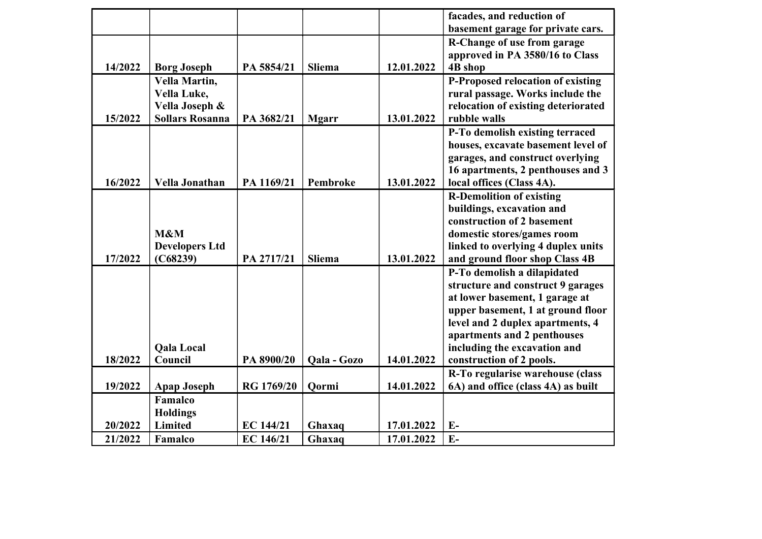| | | | | | |
|---|---|---|---|---|---|
| | | | | | **facades, and reduction of basement garage for private cars.** |
| **14/2022** | **Borg Joseph** | **PA 5854/21** | **Sliema** | **12.01.2022** | **R-Change of use from garage approved in PA 3580/16 to Class 4B shop** |
| **15/2022** | **Vella Martin, Vella Luke, Vella Joseph & Sollars Rosanna** | **PA 3682/21** | **Mgarr** | **13.01.2022** | **P-Proposed relocation of existing rural passage. Works include the relocation of existing deteriorated rubble walls** |
| **16/2022** | **Vella Jonathan** | **PA 1169/21** | **Pembroke** | **13.01.2022** | **P-To demolish existing terraced houses, excavate basement level of garages, and construct overlying 16 apartments, 2 penthouses and 3 local offices (Class 4A).** |
| **17/2022** | **M&M Developers Ltd (C68239)** | **PA 2717/21** | **Sliema** | **13.01.2022** | **R-Demolition of existing buildings, excavation and construction of 2 basement domestic stores/games room linked to overlying 4 duplex units and ground floor shop Class 4B** |
| **18/2022** | **Qala Local Council** | **PA 8900/20** | **Qala - Gozo** | **14.01.2022** | **P-To demolish a dilapidated structure and construct 9 garages at lower basement, 1 garage at upper basement, 1 at ground floor level and 2 duplex apartments, 4 apartments and 2 penthouses including the excavation and construction of 2 pools.** |
| **19/2022** | **Apap Joseph** | **RG 1769/20** | **Qormi** | **14.01.2022** | **R-To regularise warehouse (class 6A) and office (class 4A) as built** |
| **20/2022** | **Famalco Holdings Limited** | **EC 144/21** | **Ghaxaq** | **17.01.2022** | **E-** |
| **21/2022** | **Famalco** | **EC 146/21** | **Ghaxaq** | **17.01.2022** | **E-** |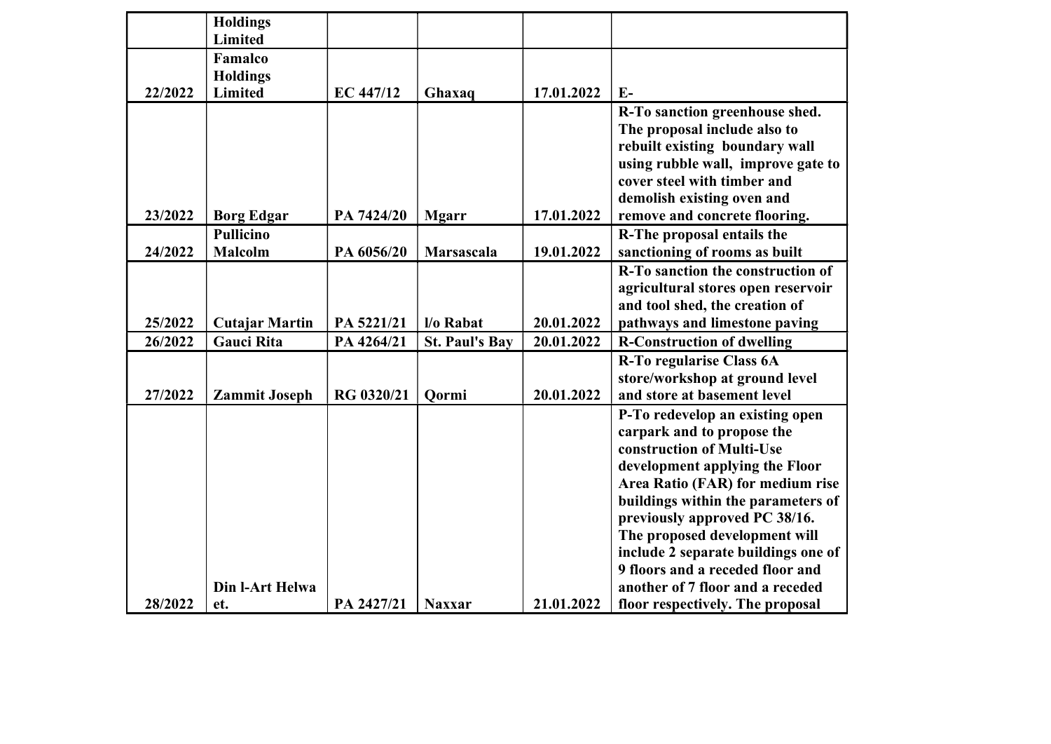| | | | | | |
|---|---|---|---|---|---|
| | Holdings Limited | | | | |
| 22/2022 | Famalco Holdings Limited | EC 447/12 | Ghaxaq | 17.01.2022 | E- |
| 23/2022 | Borg Edgar | PA 7424/20 | Mgarr | 17.01.2022 | R-To sanction greenhouse shed. The proposal include also to rebuilt existing boundary wall using rubble wall, improve gate to cover steel with timber and demolish existing oven and remove and concrete flooring. |
| 24/2022 | Pullicino Malcolm | PA 6056/20 | Marsascala | 19.01.2022 | R-The proposal entails the sanctioning of rooms as built |
| 25/2022 | Cutajar Martin | PA 5221/21 | l/o Rabat | 20.01.2022 | R-To sanction the construction of agricultural stores open reservoir and tool shed, the creation of pathways and limestone paving |
| 26/2022 | Gauci Rita | PA 4264/21 | St. Paul's Bay | 20.01.2022 | R-Construction of dwelling |
| 27/2022 | Zammit Joseph | RG 0320/21 | Qormi | 20.01.2022 | R-To regularise Class 6A store/workshop at ground level and store at basement level |
| 28/2022 | Din l-Art Helwa et. | PA 2427/21 | Naxxar | 21.01.2022 | P-To redevelop an existing open carpark and to propose the construction of Multi-Use development applying the Floor Area Ratio (FAR) for medium rise buildings within the parameters of previously approved PC 38/16. The proposed development will include 2 separate buildings one of 9 floors and a receded floor and another of 7 floor and a receded floor respectively. The proposal |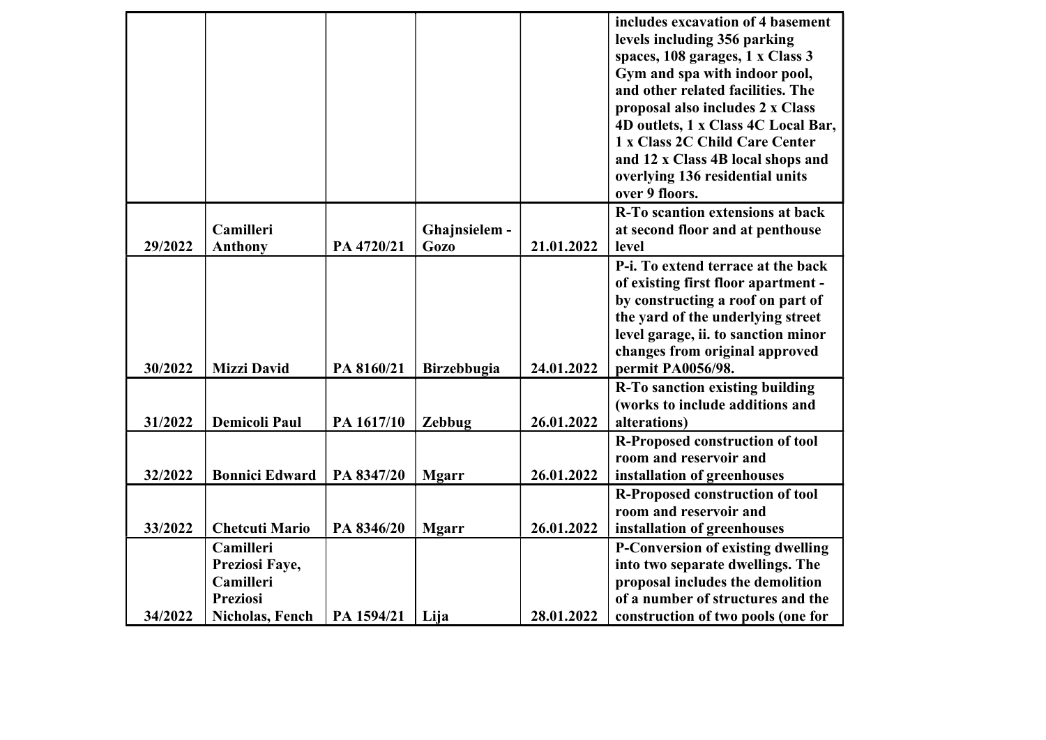| | | | | | |
|---|---|---|---|---|---|
| | | | | | **includes excavation of 4 basement levels including 356 parking spaces, 108 garages, 1 x Class 3 Gym and spa with indoor pool, and other related facilities. The proposal also includes 2 x Class 4D outlets, 1 x Class 4C Local Bar, 1 x Class 2C Child Care Center and 12 x Class 4B local shops and overlying 136 residential units over 9 floors.** |
| **29/2022** | **Camilleri Anthony** | **PA 4720/21** | **Ghajnsielem - Gozo** | **21.01.2022** | **R-To scantion extensions at back at second floor and at penthouse level** |
| **30/2022** | **Mizzi David** | **PA 8160/21** | **Birzebbugia** | **24.01.2022** | **P-i. To extend terrace at the back of existing first floor apartment - by constructing a roof on part of the yard of the underlying street level garage, ii. to sanction minor changes from original approved permit PA0056/98.** |
| **31/2022** | **Demicoli Paul** | **PA 1617/10** | **Zebbug** | **26.01.2022** | **R-To sanction existing building (works to include additions and alterations)** |
| **32/2022** | **Bonnici Edward** | **PA 8347/20** | **Mgarr** | **26.01.2022** | **R-Proposed construction of tool room and reservoir and installation of greenhouses** |
| **33/2022** | **Chetcuti Mario** | **PA 8346/20** | **Mgarr** | **26.01.2022** | **R-Proposed construction of tool room and reservoir and installation of greenhouses** |
| **34/2022** | **Camilleri Preziosi Faye, Camilleri Preziosi Nicholas, Fench** | **PA 1594/21** | **Lija** | **28.01.2022** | **P-Conversion of existing dwelling into two separate dwellings. The proposal includes the demolition of a number of structures and the construction of two pools (one for** |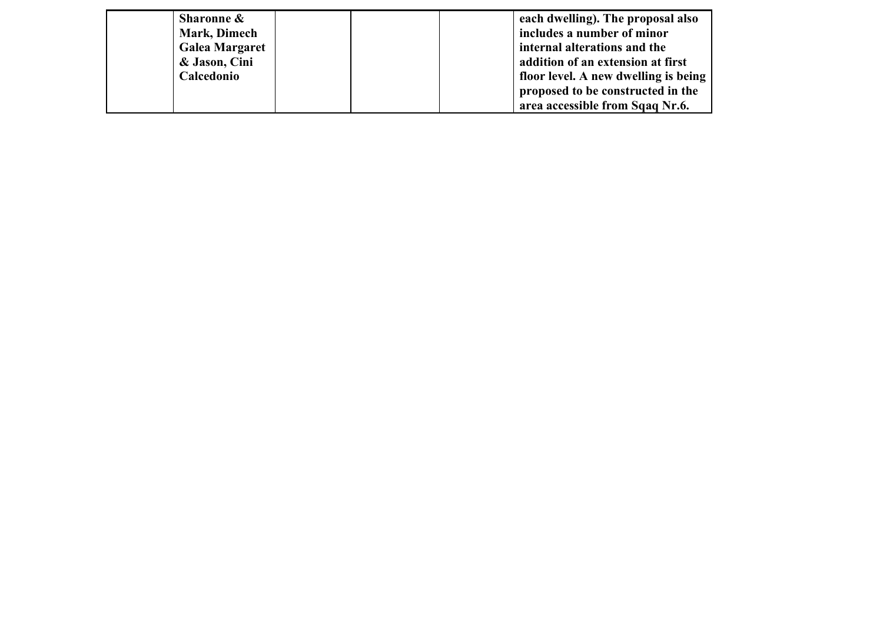| | | | | | |
|---|---|---|---|---|---|
| | **Sharonne & Mark, Dimech Galea Margaret & Jason, Cini Calcedonio** | | | | **each dwelling). The proposal also includes a number of minor internal alterations and the addition of an extension at first floor level. A new dwelling is being proposed to be constructed in the area accessible from Sqaq Nr.6.** |